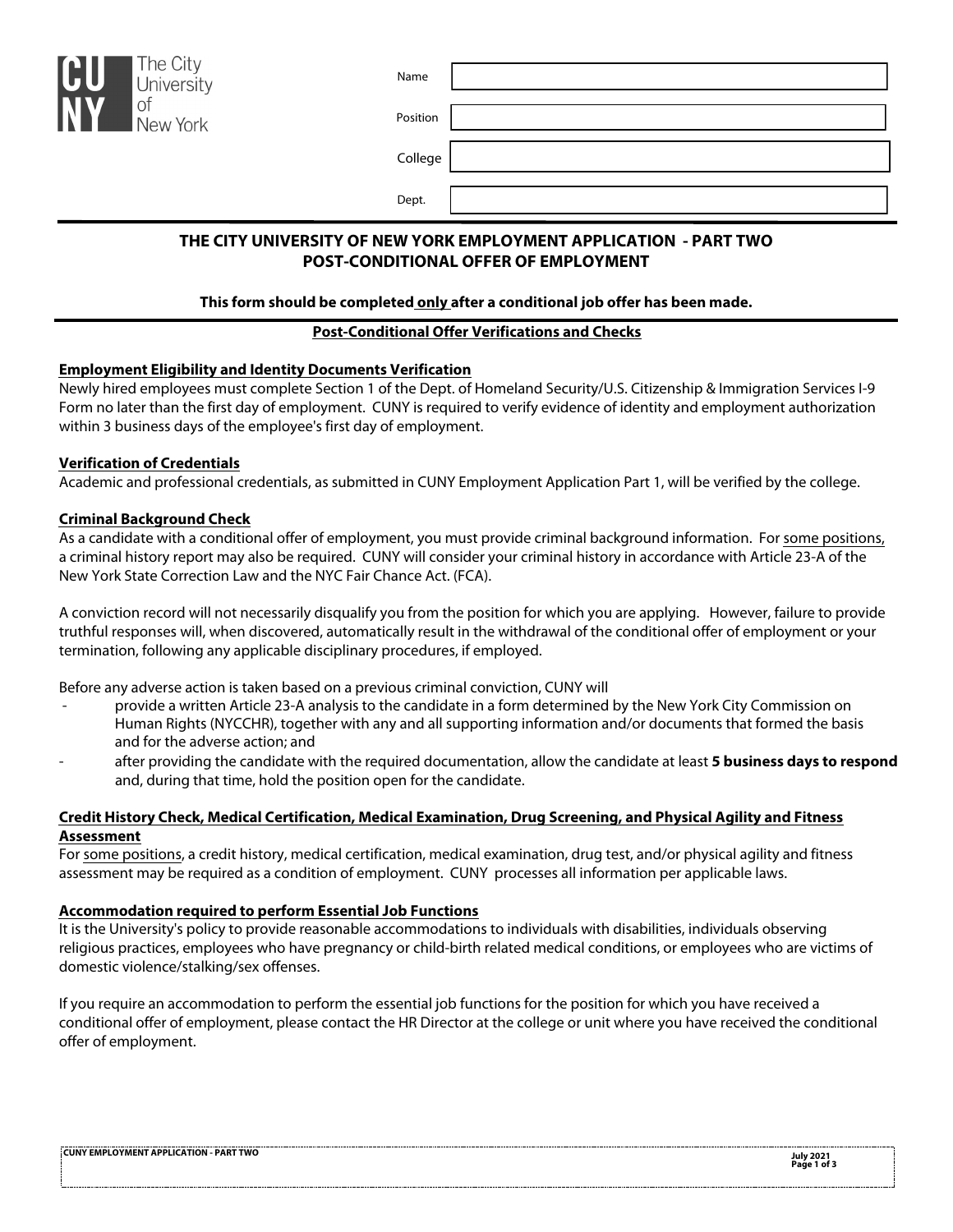The City University of New York

Name

Position

College

Dept.

# THE CITY UNIVERSITY OF NEW YORK EMPLOYMENT APPLICATION - PART TWO
## POST-CONDITIONAL OFFER OF EMPLOYMENT

**This form should be completed only after a conditional job offer has been made.**

### Post-Conditional Offer Verifications and Checks

**Employment Eligibility and Identity Documents Verification**

Newly hired employees must complete Section 1 of the Dept. of Homeland Security/U.S. Citizenship & Immigration Services I-9 Form no later than the first day of employment. CUNY is required to verify evidence of identity and employment authorization within 3 business days of the employee's first day of employment.

**Verification of Credentials**

Academic and professional credentials, as submitted in CUNY Employment Application Part 1, will be verified by the college.

**Criminal Background Check**

As a candidate with a conditional offer of employment, you must provide criminal background information. For some positions, a criminal history report may also be required. CUNY will consider your criminal history in accordance with Article 23-A of the New York State Correction Law and the NYC Fair Chance Act. (FCA).

A conviction record will not necessarily disqualify you from the position for which you are applying. However, failure to provide truthful responses will, when discovered, automatically result in the withdrawal of the conditional offer of employment or your termination, following any applicable disciplinary procedures, if employed.

Before any adverse action is taken based on a previous criminal conviction, CUNY will

- provide a written Article 23-A analysis to the candidate in a form determined by the New York City Commission on Human Rights (NYCCHR), together with any and all supporting information and/or documents that formed the basis and for the adverse action; and
- after providing the candidate with the required documentation, allow the candidate at least **5 business days to respond** and, during that time, hold the position open for the candidate.

**Credit History Check, Medical Certification, Medical Examination, Drug Screening, and Physical Agility and Fitness Assessment**

For some positions, a credit history, medical certification, medical examination, drug test, and/or physical agility and fitness assessment may be required as a condition of employment. CUNY processes all information per applicable laws.

**Accommodation required to perform Essential Job Functions**

It is the University's policy to provide reasonable accommodations to individuals with disabilities, individuals observing religious practices, employees who have pregnancy or child-birth related medical conditions, or employees who are victims of domestic violence/stalking/sex offenses.

If you require an accommodation to perform the essential job functions for the position for which you have received a conditional offer of employment, please contact the HR Director at the college or unit where you have received the conditional offer of employment.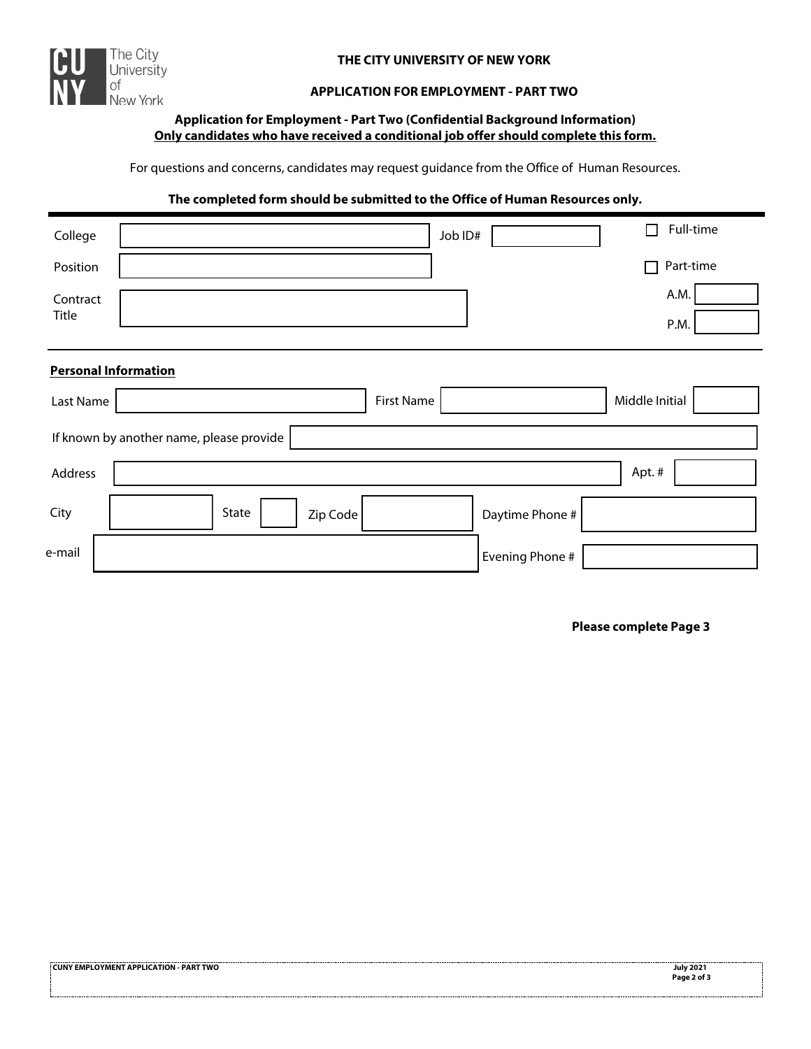**THE CITY UNIVERSITY OF NEW YORK**

**APPLICATION FOR EMPLOYMENT - PART TWO**

**Application for Employment - Part Two (Confidential Background Information)**
**<u>Only candidates who have received a conditional job offer should complete this form.</u>**

For questions and concerns, candidates may request guidance from the Office of Human Resources.

**The completed form should be submitted to the Office of Human Resources only.**

| | | | |
|---|---|---|---|
| College | | Job ID# | ☐ Full-time |
| Position | | | ☐ Part-time |
| Contract Title | | | A.M. |
| | | | P.M. |

**<u>Personal Information</u>**

| | | | | | |
|---|---|---|---|---|---|
| Last Name | | First Name | | Middle Initial | |

If known by another name, please provide

| | | | |
|---|---|---|---|
| Address | | Apt. # | |

| | | | | | | | |
|---|---|---|---|---|---|---|---|
| City | | State | | Zip Code | | Daytime Phone # | |

| | | | |
|---|---|---|---|
| e-mail | | Evening Phone # | |

**Please complete Page 3**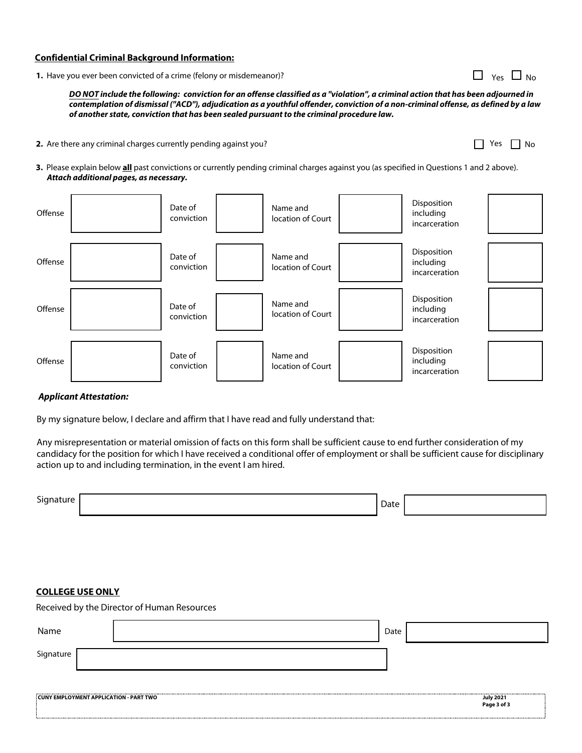**Confidential Criminal Background Information:**

**1.** Have you ever been convicted of a crime (felony or misdemeanor)? ☐ Yes ☐ No

***DO NOT** include the following: conviction for an offense classified as a "violation", a criminal action that has been adjourned in contemplation of dismissal ("ACD"), adjudication as a youthful offender, conviction of a non-criminal offense, as defined by a law of another state, conviction that has been sealed pursuant to the criminal procedure law.*

**2.** Are there any criminal charges currently pending against you? ☐ Yes ☐ No

**3.** Please explain below **all** past convictions or currently pending criminal charges against you (as specified in Questions 1 and 2 above). ***Attach additional pages, as necessary.***

| | | | | | | | |
|---|---|---|---|---|---|---|---|
| Offense | | Date of conviction | | Name and location of Court | | Disposition including incarceration | |
| Offense | | Date of conviction | | Name and location of Court | | Disposition including incarceration | |
| Offense | | Date of conviction | | Name and location of Court | | Disposition including incarceration | |
| Offense | | Date of conviction | | Name and location of Court | | Disposition including incarceration | |

***Applicant Attestation:***

By my signature below, I declare and affirm that I have read and fully understand that:

Any misrepresentation or material omission of facts on this form shall be sufficient cause to end further consideration of my candidacy for the position for which I have received a conditional offer of employment or shall be sufficient cause for disciplinary action up to and including termination, in the event I am hired.

Signature ______________________ Date ______________

**COLLEGE USE ONLY**

Received by the Director of Human Resources

Name ______________________ Date ______________

Signature ______________________

CUNY EMPLOYMENT APPLICATION - PART TWO

July 2021